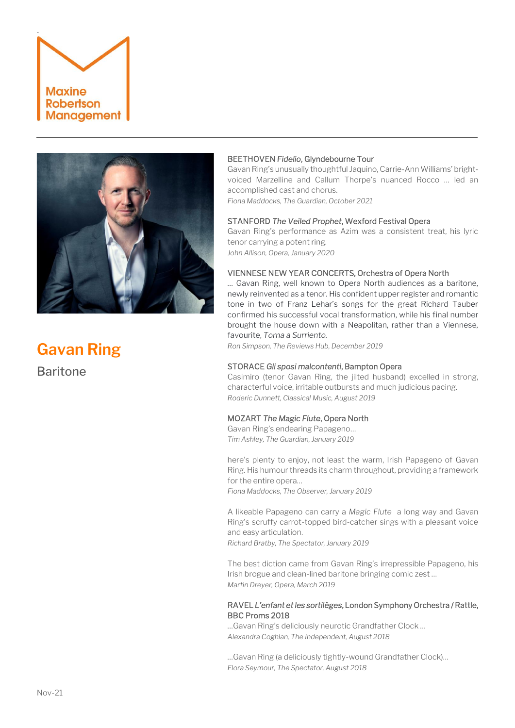Maxine Robertson Management

# Gavan Ring

## Baritone

**BEETHOVEN *Fidelio*, Glyndebourne Tour**

Gavan Ring's unusually thoughtful Jaquino, Carrie-Ann Williams' bright-voiced Marzelline and Callum Thorpe's nuanced Rocco … led an accomplished cast and chorus.

*Fiona Maddocks, The Guardian, October 2021*

**STANFORD *The Veiled Prophet*, Wexford Festival Opera**

Gavan Ring's performance as Azim was a consistent treat, his lyric tenor carrying a potent ring.

*John Allison, Opera, January 2020*

**VIENNESE NEW YEAR CONCERTS, Orchestra of Opera North**

… Gavan Ring, well known to Opera North audiences as a baritone, newly reinvented as a tenor. His confident upper register and romantic tone in two of Franz Lehar's songs for the great Richard Tauber confirmed his successful vocal transformation, while his final number brought the house down with a Neapolitan, rather than a Viennese, favourite, *Torna a Surriento*.

*Ron Simpson, The Reviews Hub, December 2019*

**STORACE *Gli sposi malcontenti*, Bampton Opera**

Casimiro (tenor Gavan Ring, the jilted husband) excelled in strong, characterful voice, irritable outbursts and much judicious pacing.

*Roderic Dunnett, Classical Music, August 2019*

**MOZART *The Magic Flute*, Opera North**

Gavan Ring's endearing Papageno…

*Tim Ashley, The Guardian, January 2019*

here's plenty to enjoy, not least the warm, Irish Papageno of Gavan Ring. His humour threads its charm throughout, providing a framework for the entire opera…

*Fiona Maddocks, The Observer, January 2019*

A likeable Papageno can carry a *Magic Flute* a long way and Gavan Ring's scruffy carrot-topped bird-catcher sings with a pleasant voice and easy articulation.

*Richard Bratby, The Spectator, January 2019*

The best diction came from Gavan Ring's irrepressible Papageno, his Irish brogue and clean-lined baritone bringing comic zest …

*Martin Dreyer, Opera, March 2019*

**RAVEL *L'enfant et les sortilèges*, London Symphony Orchestra / Rattle, BBC Proms 2018**

…Gavan Ring's deliciously neurotic Grandfather Clock …

*Alexandra Coghlan, The Independent, August 2018*

…Gavan Ring (a deliciously tightly-wound Grandfather Clock)…

*Flora Seymour, The Spectator, August 2018*

Nov-21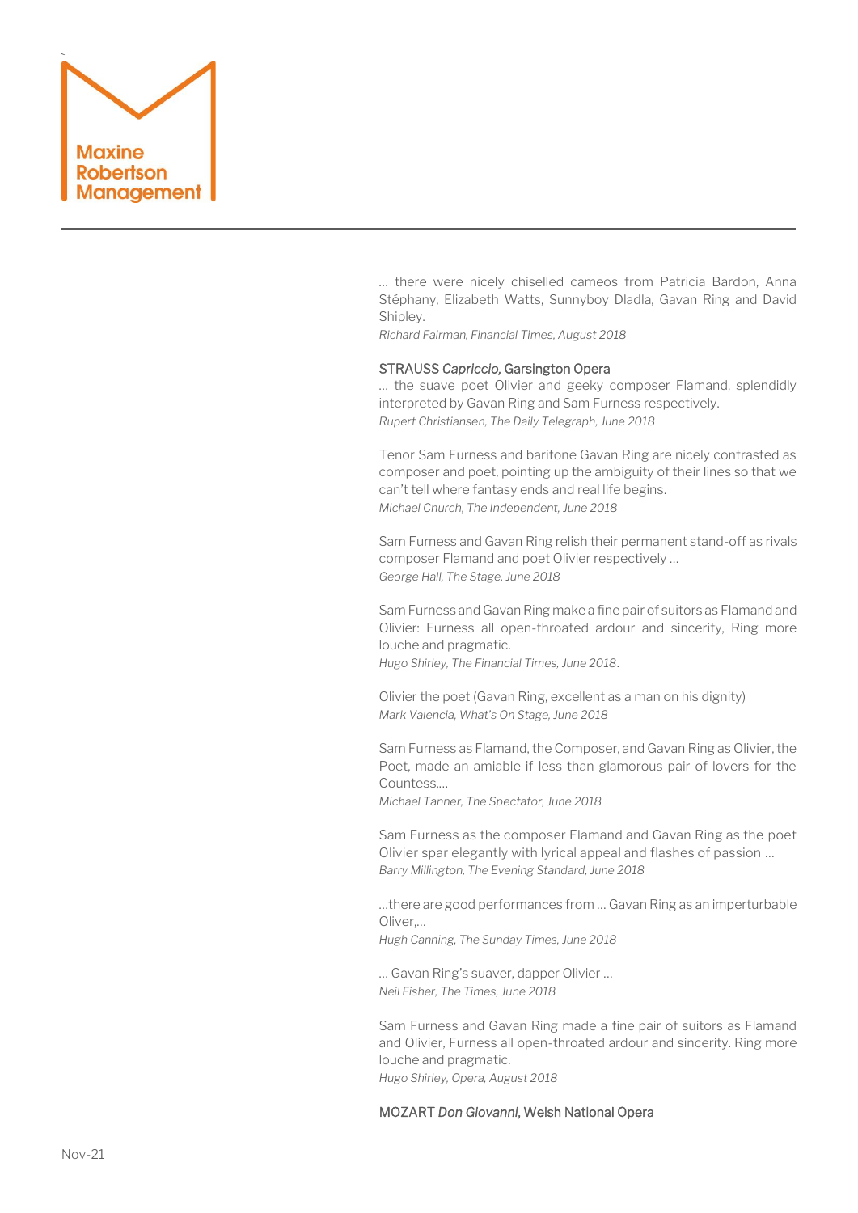… there were nicely chiselled cameos from Patricia Bardon, Anna Stéphany, Elizabeth Watts, Sunnyboy Dladla, Gavan Ring and David Shipley.
*Richard Fairman, Financial Times, August 2018*

STRAUSS *Capriccio,* Garsington Opera
… the suave poet Olivier and geeky composer Flamand, splendidly interpreted by Gavan Ring and Sam Furness respectively.
*Rupert Christiansen, The Daily Telegraph, June 2018*

Tenor Sam Furness and baritone Gavan Ring are nicely contrasted as composer and poet, pointing up the ambiguity of their lines so that we can't tell where fantasy ends and real life begins.
*Michael Church, The Independent, June 2018*

Sam Furness and Gavan Ring relish their permanent stand-off as rivals composer Flamand and poet Olivier respectively …
*George Hall, The Stage, June 2018*

Sam Furness and Gavan Ring make a fine pair of suitors as Flamand and Olivier: Furness all open-throated ardour and sincerity, Ring more louche and pragmatic.
*Hugo Shirley, The Financial Times, June 2018*.

Olivier the poet (Gavan Ring, excellent as a man on his dignity)
*Mark Valencia, What's On Stage, June 2018*

Sam Furness as Flamand, the Composer, and Gavan Ring as Olivier, the Poet, made an amiable if less than glamorous pair of lovers for the Countess,…
*Michael Tanner, The Spectator, June 2018*

Sam Furness as the composer Flamand and Gavan Ring as the poet Olivier spar elegantly with lyrical appeal and flashes of passion …
*Barry Millington, The Evening Standard, June 2018*

…there are good performances from … Gavan Ring as an imperturbable Oliver,…
*Hugh Canning, The Sunday Times, June 2018*

… Gavan Ring's suaver, dapper Olivier …
*Neil Fisher, The Times, June 2018*

Sam Furness and Gavan Ring made a fine pair of suitors as Flamand and Olivier, Furness all open-throated ardour and sincerity. Ring more louche and pragmatic.
*Hugo Shirley, Opera, August 2018*

MOZART *Don Giovanni,* Welsh National Opera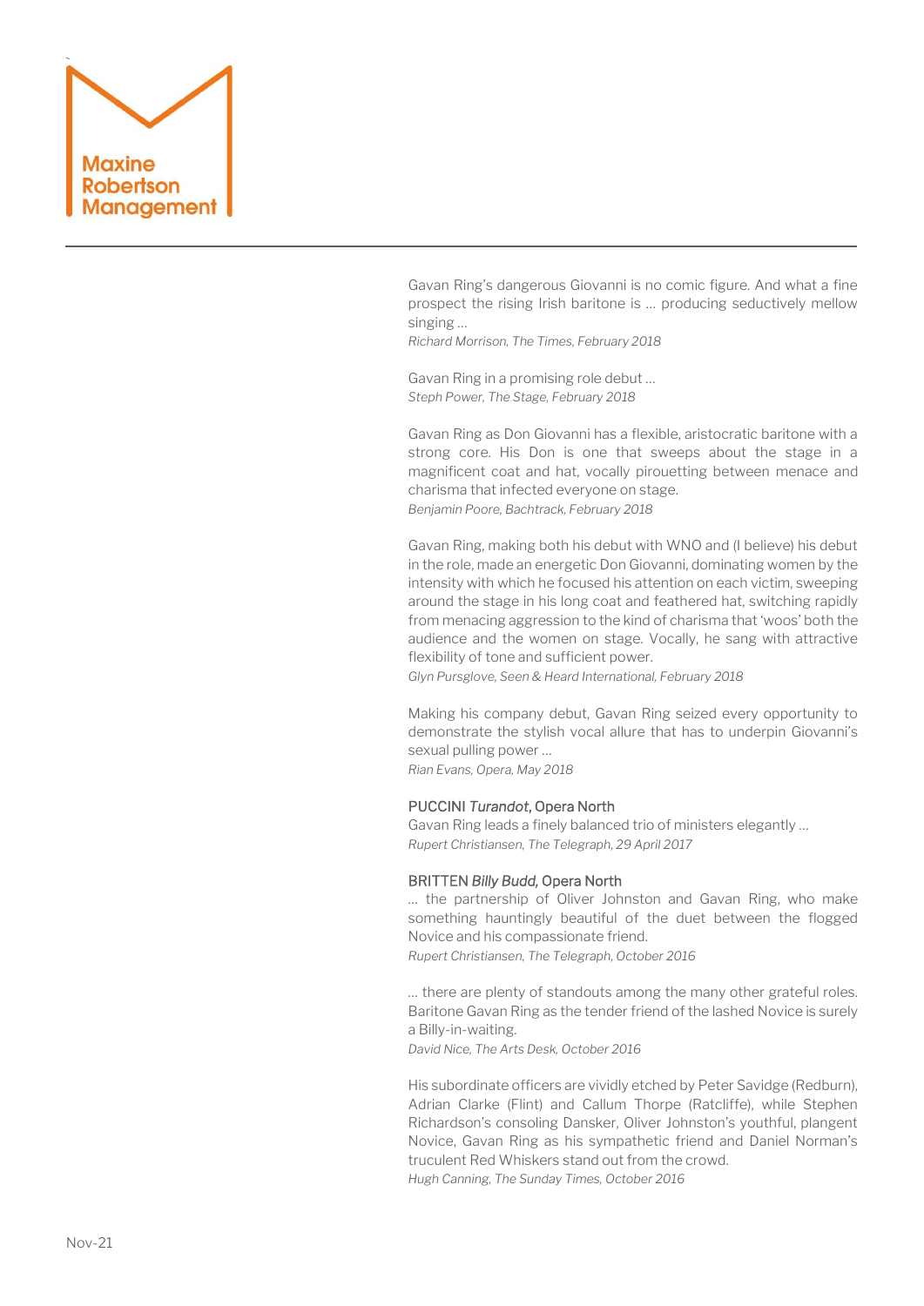Gavan Ring's dangerous Giovanni is no comic figure. And what a fine prospect the rising Irish baritone is … producing seductively mellow singing …
*Richard Morrison, The Times, February 2018*

Gavan Ring in a promising role debut …
*Steph Power, The Stage, February 2018*

Gavan Ring as Don Giovanni has a flexible, aristocratic baritone with a strong core. His Don is one that sweeps about the stage in a magnificent coat and hat, vocally pirouetting between menace and charisma that infected everyone on stage.
*Benjamin Poore, Bachtrack, February 2018*

Gavan Ring, making both his debut with WNO and (I believe) his debut in the role, made an energetic Don Giovanni, dominating women by the intensity with which he focused his attention on each victim, sweeping around the stage in his long coat and feathered hat, switching rapidly from menacing aggression to the kind of charisma that 'woos' both the audience and the women on stage. Vocally, he sang with attractive flexibility of tone and sufficient power.
*Glyn Pursglove, Seen & Heard International, February 2018*

Making his company debut, Gavan Ring seized every opportunity to demonstrate the stylish vocal allure that has to underpin Giovanni's sexual pulling power …
*Rian Evans, Opera, May 2018*

PUCCINI *Turandot*, Opera North
Gavan Ring leads a finely balanced trio of ministers elegantly …
*Rupert Christiansen, The Telegraph, 29 April 2017*

BRITTEN *Billy Budd,* Opera North
… the partnership of Oliver Johnston and Gavan Ring, who make something hauntingly beautiful of the duet between the flogged Novice and his compassionate friend.
*Rupert Christiansen, The Telegraph, October 2016*

… there are plenty of standouts among the many other grateful roles. Baritone Gavan Ring as the tender friend of the lashed Novice is surely a Billy-in-waiting.
*David Nice, The Arts Desk, October 2016*

His subordinate officers are vividly etched by Peter Savidge (Redburn), Adrian Clarke (Flint) and Callum Thorpe (Ratcliffe), while Stephen Richardson's consoling Dansker, Oliver Johnston's youthful, plangent Novice, Gavan Ring as his sympathetic friend and Daniel Norman's truculent Red Whiskers stand out from the crowd.
*Hugh Canning, The Sunday Times, October 2016*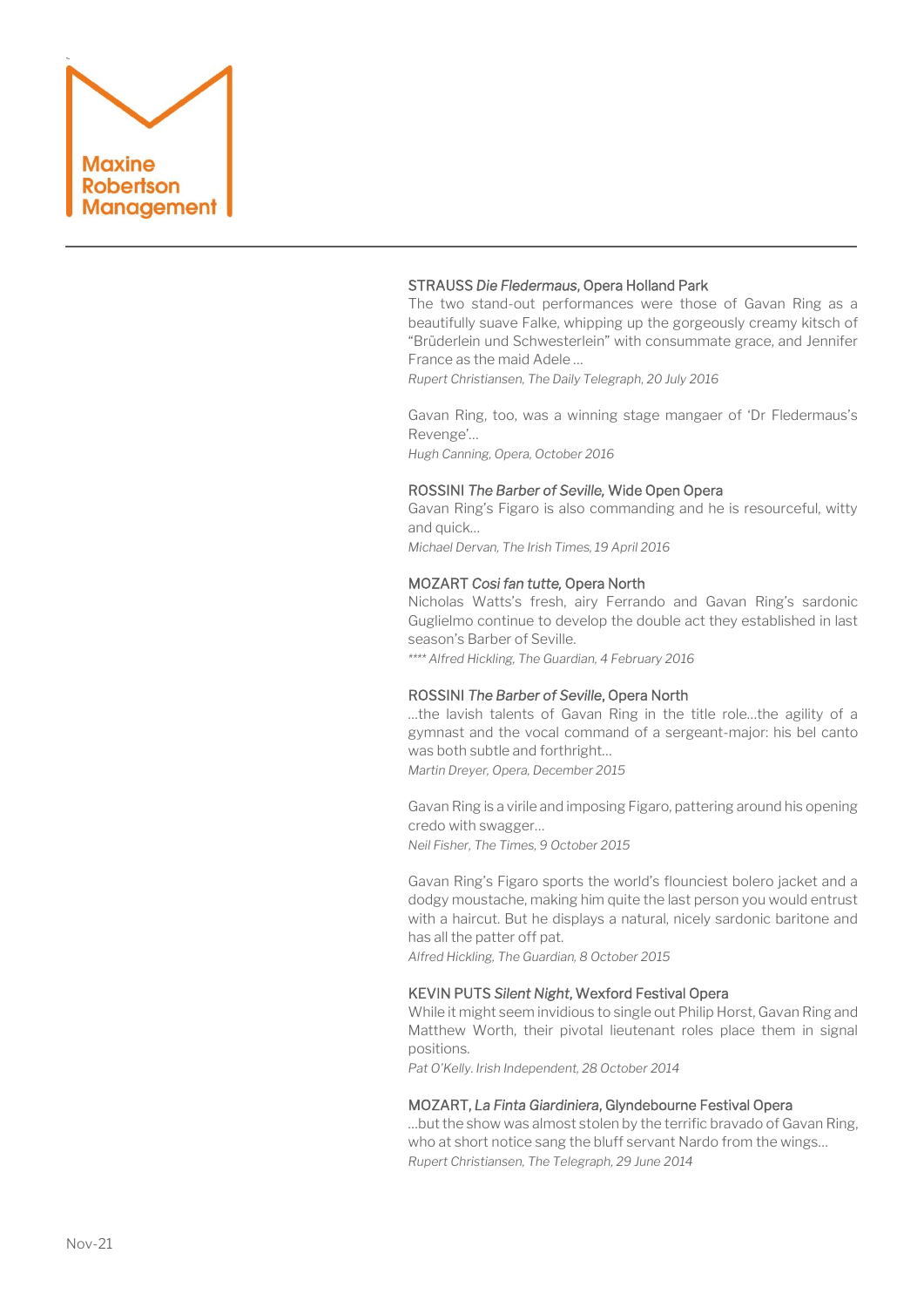Maxine Robertson Management

---

STRAUSS *Die Fledermaus*, Opera Holland Park

The two stand-out performances were those of Gavan Ring as a beautifully suave Falke, whipping up the gorgeously creamy kitsch of "Brûderlein und Schwesterlein" with consummate grace, and Jennifer France as the maid Adele …

*Rupert Christiansen, The Daily Telegraph, 20 July 2016*

Gavan Ring, too, was a winning stage mangaer of 'Dr Fledermaus's Revenge'…

*Hugh Canning, Opera, October 2016*

ROSSINI *The Barber of Seville,* Wide Open Opera

Gavan Ring's Figaro is also commanding and he is resourceful, witty and quick…

*Michael Dervan, The Irish Times, 19 April 2016*

MOZART *Cosi fan tutte,* Opera North

Nicholas Watts's fresh, airy Ferrando and Gavan Ring's sardonic Guglielmo continue to develop the double act they established in last season's Barber of Seville.

*\*\*\*\* Alfred Hickling, The Guardian, 4 February 2016*

ROSSINI *The Barber of Seville*, Opera North

…the lavish talents of Gavan Ring in the title role…the agility of a gymnast and the vocal command of a sergeant-major: his bel canto was both subtle and forthright…

*Martin Dreyer, Opera, December 2015*

Gavan Ring is a virile and imposing Figaro, pattering around his opening credo with swagger…

*Neil Fisher, The Times, 9 October 2015*

Gavan Ring's Figaro sports the world's flounciest bolero jacket and a dodgy moustache, making him quite the last person you would entrust with a haircut. But he displays a natural, nicely sardonic baritone and has all the patter off pat.

*Alfred Hickling, The Guardian, 8 October 2015*

KEVIN PUTS *Silent Night*, Wexford Festival Opera

While it might seem invidious to single out Philip Horst, Gavan Ring and Matthew Worth, their pivotal lieutenant roles place them in signal positions.

*Pat O'Kelly. Irish Independent, 28 October 2014*

MOZART, *La Finta Giardiniera*, Glyndebourne Festival Opera

…but the show was almost stolen by the terrific bravado of Gavan Ring, who at short notice sang the bluff servant Nardo from the wings…

*Rupert Christiansen, The Telegraph, 29 June 2014*

Nov-21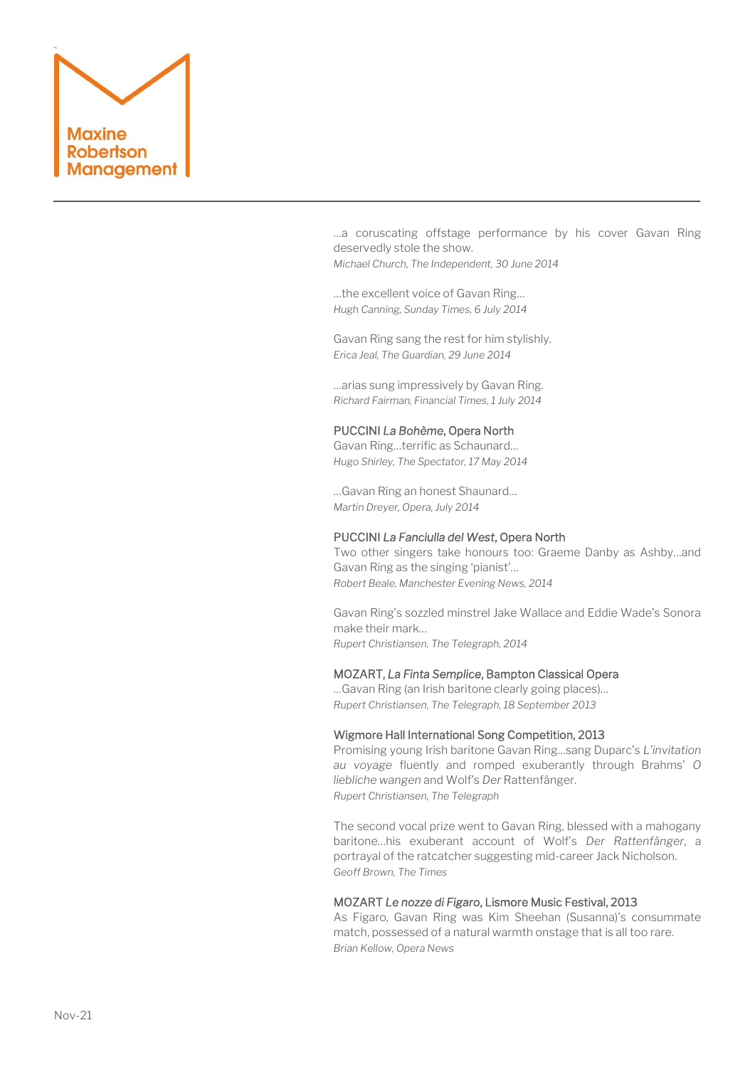…a coruscating offstage performance by his cover Gavan Ring deservedly stole the show.
*Michael Church, The Independent, 30 June 2014*

…the excellent voice of Gavan Ring…
*Hugh Canning, Sunday Times, 6 July 2014*

Gavan Ring sang the rest for him stylishly.
*Erica Jeal, The Guardian, 29 June 2014*

…arias sung impressively by Gavan Ring.
*Richard Fairman, Financial Times, 1 July 2014*

PUCCINI *La Bohème*, Opera North
Gavan Ring…terrific as Schaunard…
*Hugo Shirley, The Spectator, 17 May 2014*

…Gavan Ring an honest Shaunard…
*Martin Dreyer, Opera, July 2014*

PUCCINI *La Fanciulla del West*, Opera North
Two other singers take honours too: Graeme Danby as Ashby…and Gavan Ring as the singing 'pianist'…
*Robert Beale, Manchester Evening News, 2014*

Gavan Ring's sozzled minstrel Jake Wallace and Eddie Wade's Sonora make their mark…
*Rupert Christiansen, The Telegraph, 2014*

MOZART, *La Finta Semplice*, Bampton Classical Opera
…Gavan Ring (an Irish baritone clearly going places)…
*Rupert Christiansen, The Telegraph, 18 September 2013*

Wigmore Hall International Song Competition, 2013
Promising young Irish baritone Gavan Ring…sang Duparc's *L'invitation au voyage* fluently and romped exuberantly through Brahms' *O liebliche wangen* and Wolf's *Der* Rattenfänger.
*Rupert Christiansen, The Telegraph*

The second vocal prize went to Gavan Ring, blessed with a mahogany baritone…his exuberant account of Wolf's *Der Rattenfänger*, a portrayal of the ratcatcher suggesting mid-career Jack Nicholson.
*Geoff Brown, The Times*

MOZART *Le nozze di Figaro*, Lismore Music Festival, 2013
As Figaro, Gavan Ring was Kim Sheehan (Susanna)'s consummate match, possessed of a natural warmth onstage that is all too rare.
*Brian Kellow, Opera News*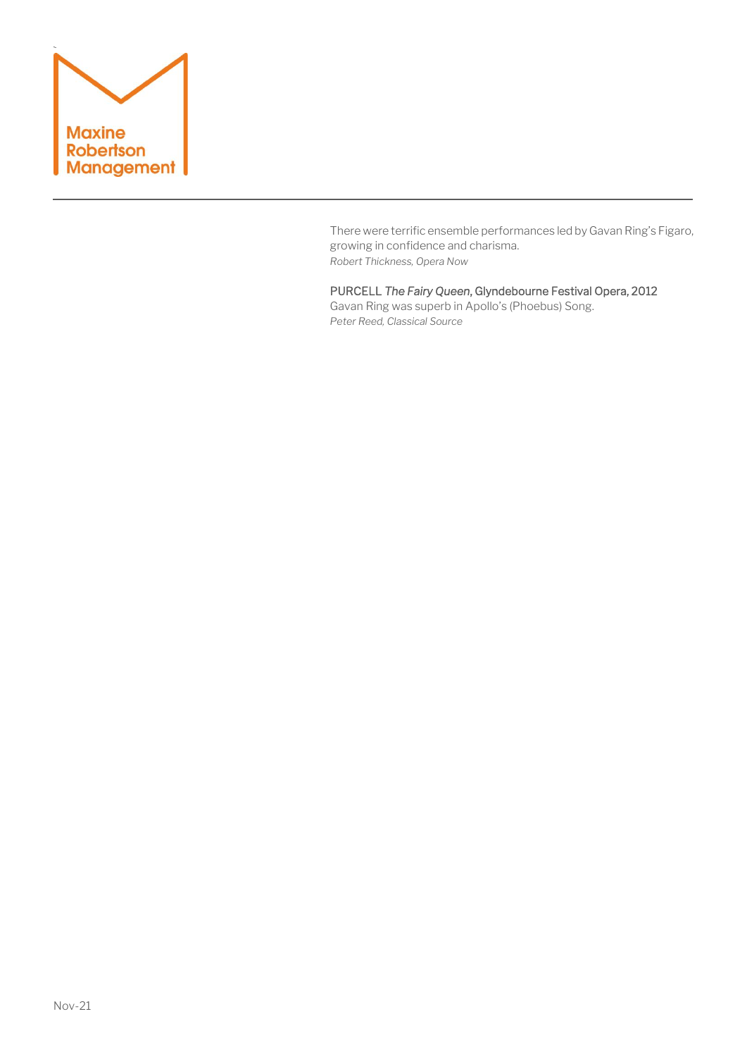There were terrific ensemble performances led by Gavan Ring's Figaro, growing in confidence and charisma.
*Robert Thickness, Opera Now*

PURCELL *The Fairy Queen*, Glyndebourne Festival Opera, 2012
Gavan Ring was superb in Apollo's (Phoebus) Song.
*Peter Reed, Classical Source*